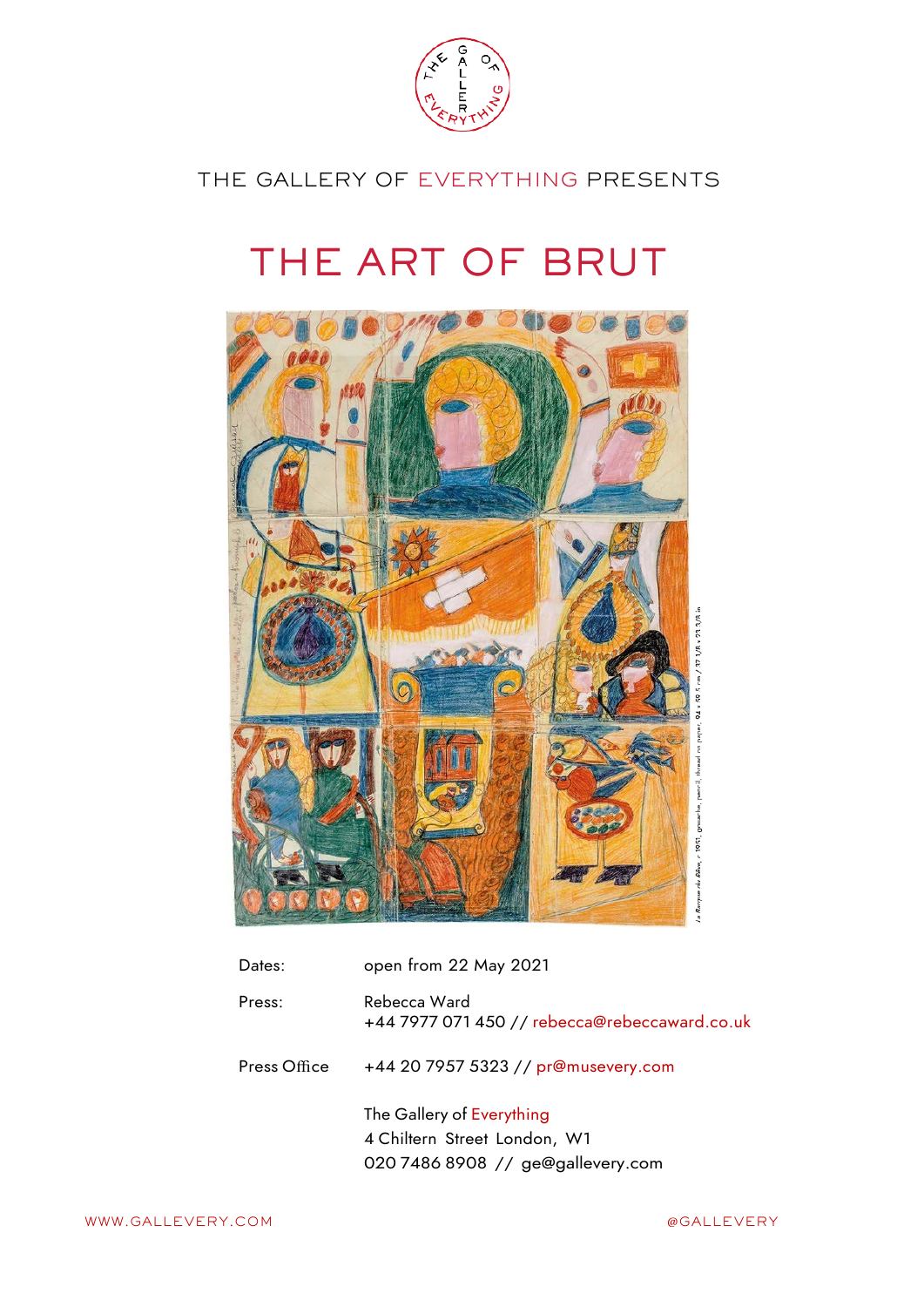THE GALLERY OF EVERYTHING PRESENTS

# THE ART OF BRUT

*La Barque du Rêve*, c 1951, gouache, pencil, thread on paper, 94 x 59.5 cm / 37 1/8 x 23 3/8 in

| | |
|---|---|
| Dates: | open from 22 May 2021 |
| Press: | Rebecca Ward<br>+44 7977 071 450 // rebecca@rebeccaward.co.uk |
| Press Office | +44 20 7957 5323 // pr@musevery.com |
| | The Gallery of Everything<br>4 Chiltern Street London, W1<br>020 7486 8908 // ge@gallevery.com |

WWW.GALLEVERY.COM

@GALLEVERY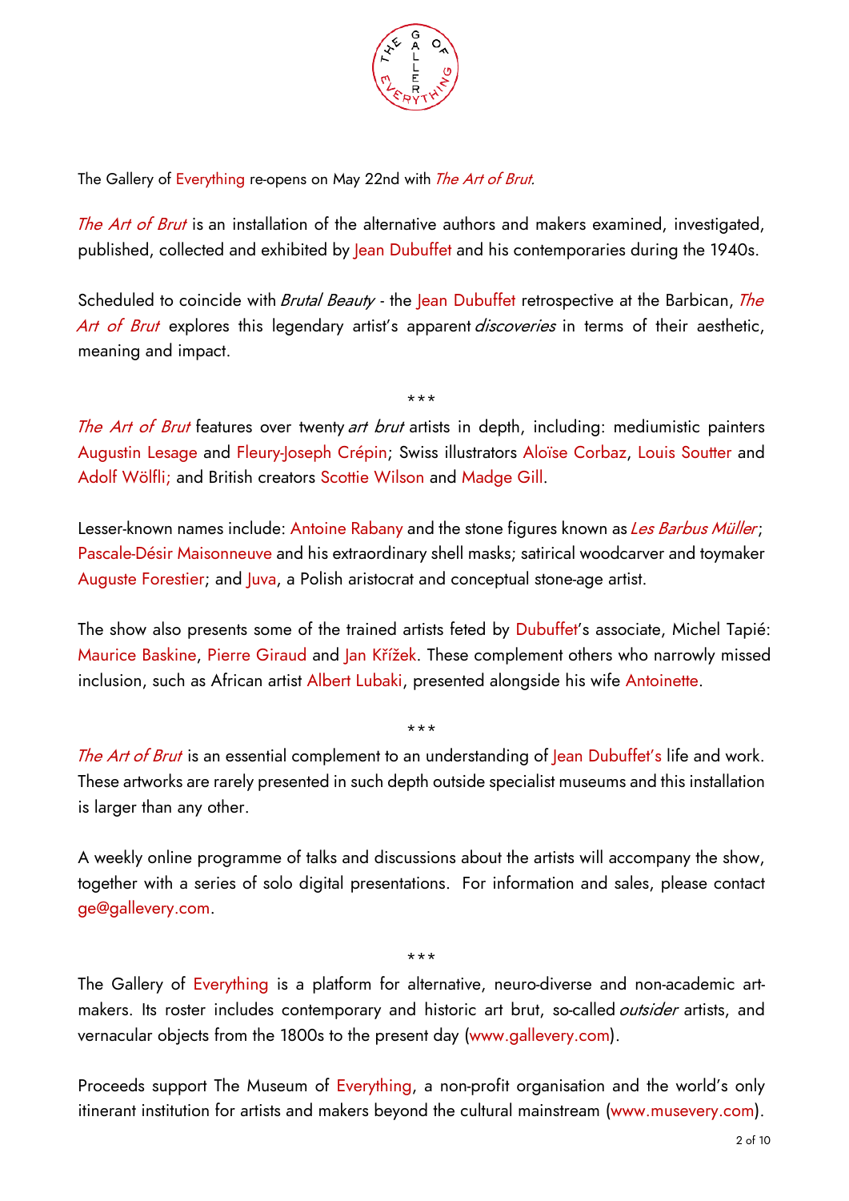The Gallery of Everything re-opens on May 22nd with *The Art of Brut*.

*The Art of Brut* is an installation of the alternative authors and makers examined, investigated, published, collected and exhibited by Jean Dubuffet and his contemporaries during the 1940s.

Scheduled to coincide with *Brutal Beauty* - the Jean Dubuffet retrospective at the Barbican, *The Art of Brut* explores this legendary artist's apparent *discoveries* in terms of their aesthetic, meaning and impact.

\*\*\*

*The Art of Brut* features over twenty *art brut* artists in depth, including: mediumistic painters Augustin Lesage and Fleury-Joseph Crépin; Swiss illustrators Aloïse Corbaz, Louis Soutter and Adolf Wölfli; and British creators Scottie Wilson and Madge Gill.

Lesser-known names include: Antoine Rabany and the stone figures known as *Les Barbus Müller*; Pascale-Désir Maisonneuve and his extraordinary shell masks; satirical woodcarver and toymaker Auguste Forestier; and Juva, a Polish aristocrat and conceptual stone-age artist.

The show also presents some of the trained artists feted by Dubuffet's associate, Michel Tapié: Maurice Baskine, Pierre Giraud and Jan Křížek. These complement others who narrowly missed inclusion, such as African artist Albert Lubaki, presented alongside his wife Antoinette.

\*\*\*

*The Art of Brut* is an essential complement to an understanding of Jean Dubuffet's life and work. These artworks are rarely presented in such depth outside specialist museums and this installation is larger than any other.

A weekly online programme of talks and discussions about the artists will accompany the show, together with a series of solo digital presentations. For information and sales, please contact ge@gallevery.com.

\*\*\*

The Gallery of Everything is a platform for alternative, neuro-diverse and non-academic art-makers. Its roster includes contemporary and historic art brut, so-called *outsider* artists, and vernacular objects from the 1800s to the present day (www.gallevery.com).

Proceeds support The Museum of Everything, a non-profit organisation and the world's only itinerant institution for artists and makers beyond the cultural mainstream (www.musevery.com).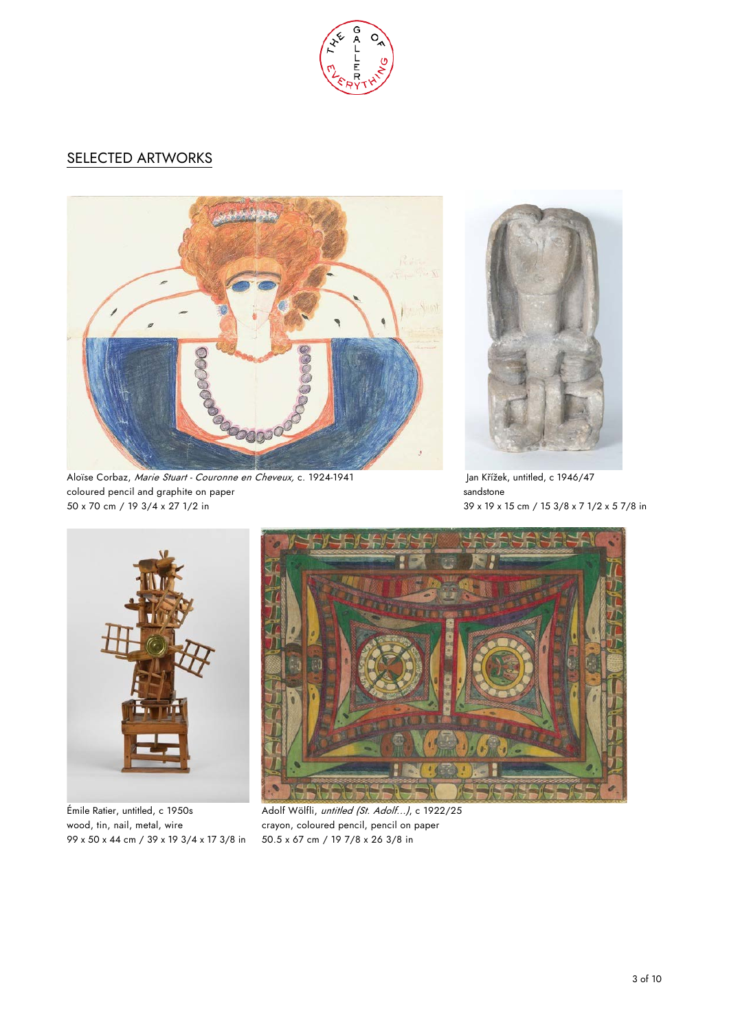## SELECTED ARTWORKS

Aloïse Corbaz, *Marie Stuart - Couronne en Cheveux,* c. 1924-1941
coloured pencil and graphite on paper
50 x 70 cm / 19 3/4 x 27 1/2 in

Jan Křížek, untitled, c 1946/47
sandstone
39 x 19 x 15 cm / 15 3/8 x 7 1/2 x 5 7/8 in

Émile Ratier, untitled, c 1950s
wood, tin, nail, metal, wire
99 x 50 x 44 cm / 39 x 19 3/4 x 17 3/8 in

Adolf Wölfli, *untitled (St. Adolf...)*, c 1922/25
crayon, coloured pencil, pencil on paper
50.5 x 67 cm / 19 7/8 x 26 3/8 in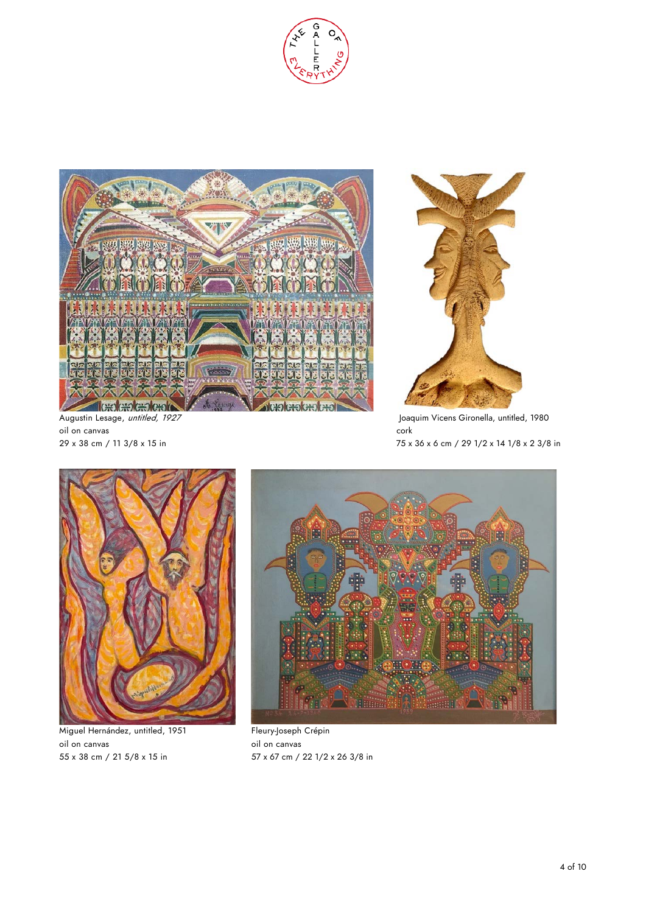Augustin Lesage, *untitled, 1927*
oil on canvas
29 x 38 cm / 11 3/8 x 15 in

Joaquim Vicens Gironella, untitled, 1980
cork
75 x 36 x 6 cm / 29 1/2 x 14 1/8 x 2 3/8 in

Miguel Hernández, untitled, 1951
oil on canvas
55 x 38 cm / 21 5/8 x 15 in

Fleury-Joseph Crépin
oil on canvas
57 x 67 cm / 22 1/2 x 26 3/8 in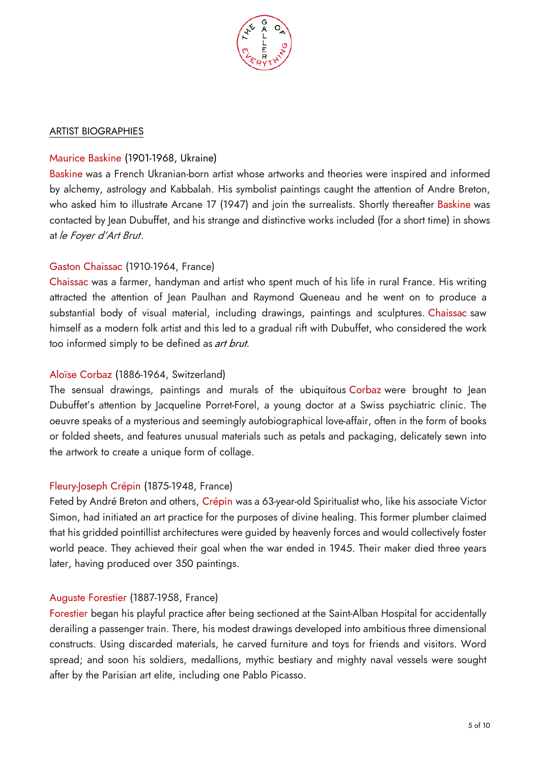ARTIST BIOGRAPHIES

Maurice Baskine (1901-1968, Ukraine)

Baskine was a French Ukranian-born artist whose artworks and theories were inspired and informed by alchemy, astrology and Kabbalah. His symbolist paintings caught the attention of Andre Breton, who asked him to illustrate Arcane 17 (1947) and join the surrealists. Shortly thereafter Baskine was contacted by Jean Dubuffet, and his strange and distinctive works included (for a short time) in shows at *le Foyer d'Art Brut*.

Gaston Chaissac (1910-1964, France)

Chaissac was a farmer, handyman and artist who spent much of his life in rural France. His writing attracted the attention of Jean Paulhan and Raymond Queneau and he went on to produce a substantial body of visual material, including drawings, paintings and sculptures. Chaissac saw himself as a modern folk artist and this led to a gradual rift with Dubuffet, who considered the work too informed simply to be defined as *art brut*.

Aloïse Corbaz (1886-1964, Switzerland)

The sensual drawings, paintings and murals of the ubiquitous Corbaz were brought to Jean Dubuffet's attention by Jacqueline Porret-Forel, a young doctor at a Swiss psychiatric clinic. The oeuvre speaks of a mysterious and seemingly autobiographical love-affair, often in the form of books or folded sheets, and features unusual materials such as petals and packaging, delicately sewn into the artwork to create a unique form of collage.

Fleury-Joseph Crépin (1875-1948, France)

Feted by André Breton and others, Crépin was a 63-year-old Spiritualist who, like his associate Victor Simon, had initiated an art practice for the purposes of divine healing. This former plumber claimed that his gridded pointillist architectures were guided by heavenly forces and would collectively foster world peace. They achieved their goal when the war ended in 1945. Their maker died three years later, having produced over 350 paintings.

Auguste Forestier (1887-1958, France)

Forestier began his playful practice after being sectioned at the Saint-Alban Hospital for accidentally derailing a passenger train. There, his modest drawings developed into ambitious three dimensional constructs. Using discarded materials, he carved furniture and toys for friends and visitors. Word spread; and soon his soldiers, medallions, mythic bestiary and mighty naval vessels were sought after by the Parisian art elite, including one Pablo Picasso.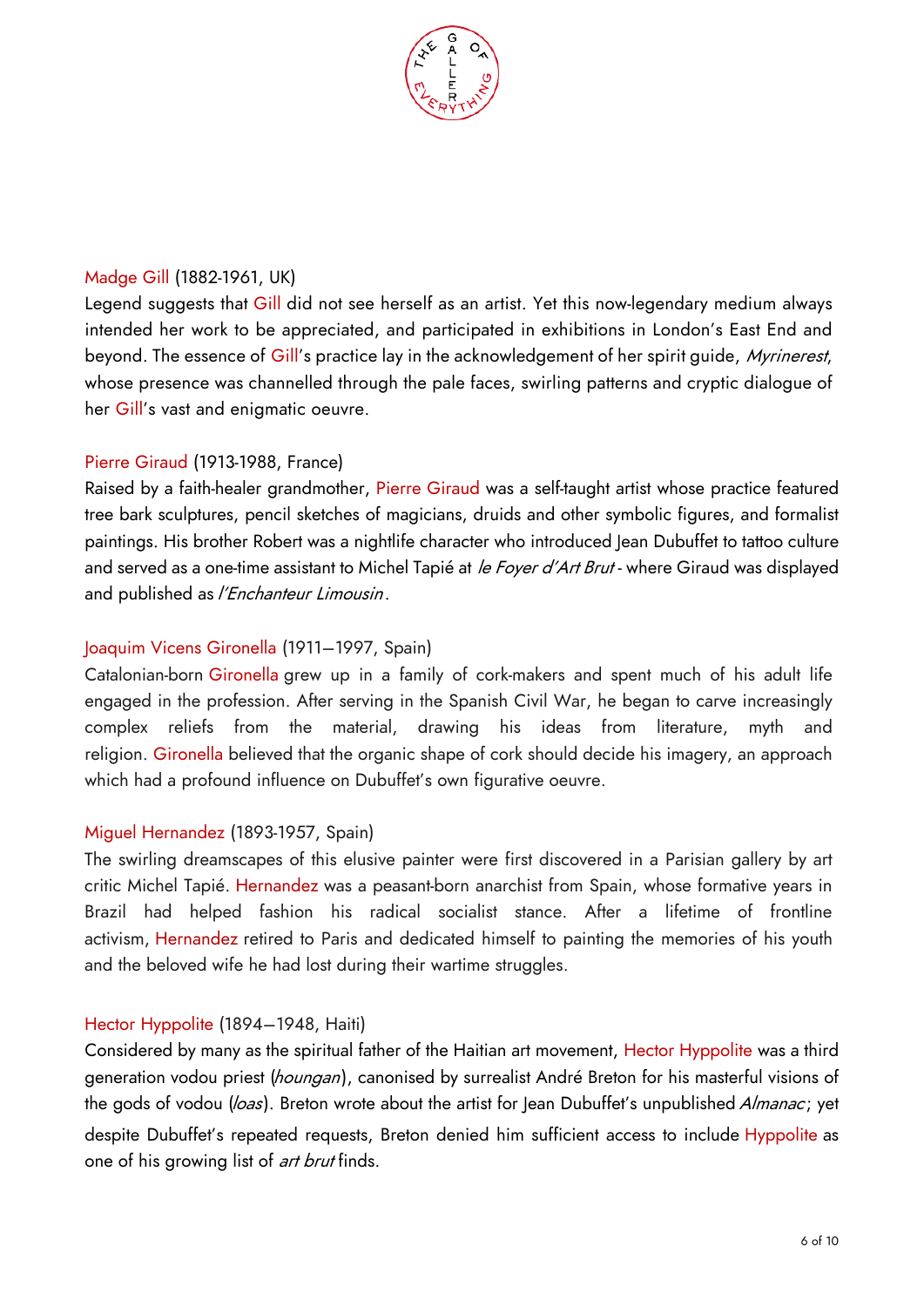Madge Gill (1882-1961, UK)
Legend suggests that Gill did not see herself as an artist. Yet this now-legendary medium always intended her work to be appreciated, and participated in exhibitions in London's East End and beyond. The essence of Gill's practice lay in the acknowledgement of her spirit guide, *Myrinerest*, whose presence was channelled through the pale faces, swirling patterns and cryptic dialogue of her Gill's vast and enigmatic oeuvre.

Pierre Giraud (1913-1988, France)
Raised by a faith-healer grandmother, Pierre Giraud was a self-taught artist whose practice featured tree bark sculptures, pencil sketches of magicians, druids and other symbolic figures, and formalist paintings. His brother Robert was a nightlife character who introduced Jean Dubuffet to tattoo culture and served as a one-time assistant to Michel Tapié at *le Foyer d'Art Brut* - where Giraud was displayed and published as *l'Enchanteur Limousin*.

Joaquim Vicens Gironella (1911–1997, Spain)
Catalonian-born Gironella grew up in a family of cork-makers and spent much of his adult life engaged in the profession. After serving in the Spanish Civil War, he began to carve increasingly complex reliefs from the material, drawing his ideas from literature, myth and religion. Gironella believed that the organic shape of cork should decide his imagery, an approach which had a profound influence on Dubuffet's own figurative oeuvre.

Miguel Hernandez (1893-1957, Spain)
The swirling dreamscapes of this elusive painter were first discovered in a Parisian gallery by art critic Michel Tapié. Hernandez was a peasant-born anarchist from Spain, whose formative years in Brazil had helped fashion his radical socialist stance. After a lifetime of frontline activism, Hernandez retired to Paris and dedicated himself to painting the memories of his youth and the beloved wife he had lost during their wartime struggles.

Hector Hyppolite (1894–1948, Haiti)
Considered by many as the spiritual father of the Haitian art movement, Hector Hyppolite was a third generation vodou priest (*houngan*), canonised by surrealist André Breton for his masterful visions of the gods of vodou (*loas*). Breton wrote about the artist for Jean Dubuffet's unpublished *Almanac*; yet despite Dubuffet's repeated requests, Breton denied him sufficient access to include Hyppolite as one of his growing list of *art brut* finds.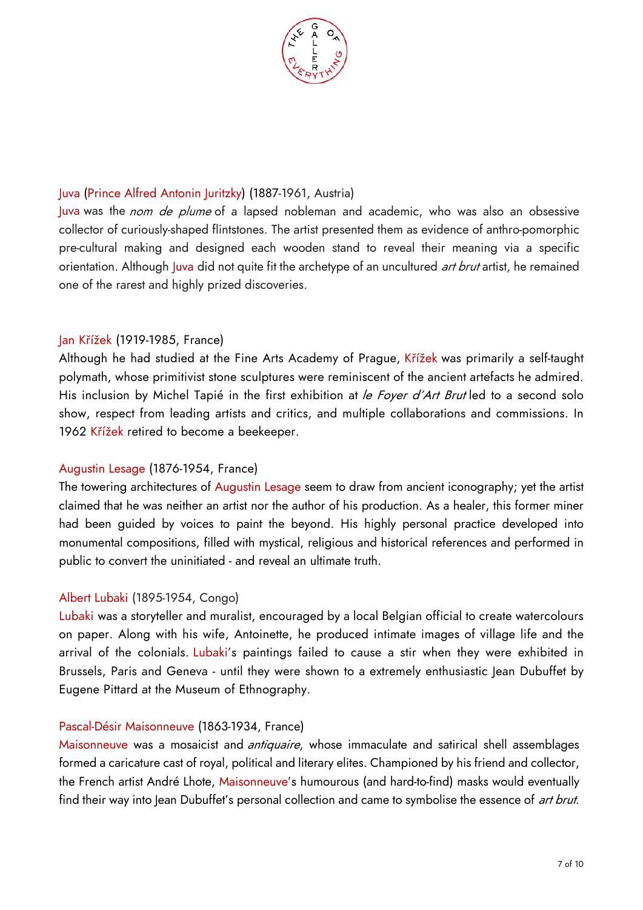Juva (Prince Alfred Antonin Juritzky) (1887-1961, Austria)

Juva was the *nom de plume* of a lapsed nobleman and academic, who was also an obsessive collector of curiously-shaped flintstones. The artist presented them as evidence of anthro-pomorphic pre-cultural making and designed each wooden stand to reveal their meaning via a specific orientation. Although Juva did not quite fit the archetype of an uncultured *art brut* artist, he remained one of the rarest and highly prized discoveries.

Jan Křížek (1919-1985, France)

Although he had studied at the Fine Arts Academy of Prague, Křížek was primarily a self-taught polymath, whose primitivist stone sculptures were reminiscent of the ancient artefacts he admired. His inclusion by Michel Tapié in the first exhibition at *le Foyer d'Art Brut* led to a second solo show, respect from leading artists and critics, and multiple collaborations and commissions. In 1962 Křížek retired to become a beekeeper.

Augustin Lesage (1876-1954, France)

The towering architectures of Augustin Lesage seem to draw from ancient iconography; yet the artist claimed that he was neither an artist nor the author of his production. As a healer, this former miner had been guided by voices to paint the beyond. His highly personal practice developed into monumental compositions, filled with mystical, religious and historical references and performed in public to convert the uninitiated - and reveal an ultimate truth.

Albert Lubaki (1895-1954, Congo)

Lubaki was a storyteller and muralist, encouraged by a local Belgian official to create watercolours on paper. Along with his wife, Antoinette, he produced intimate images of village life and the arrival of the colonials. Lubaki's paintings failed to cause a stir when they were exhibited in Brussels, Paris and Geneva - until they were shown to a extremely enthusiastic Jean Dubuffet by Eugene Pittard at the Museum of Ethnography.

Pascal-Désir Maisonneuve (1863-1934, France)

Maisonneuve was a mosaicist and *antiquaire*, whose immaculate and satirical shell assemblages formed a caricature cast of royal, political and literary elites. Championed by his friend and collector, the French artist André Lhote, Maisonneuve's humourous (and hard-to-find) masks would eventually find their way into Jean Dubuffet's personal collection and came to symbolise the essence of *art brut*.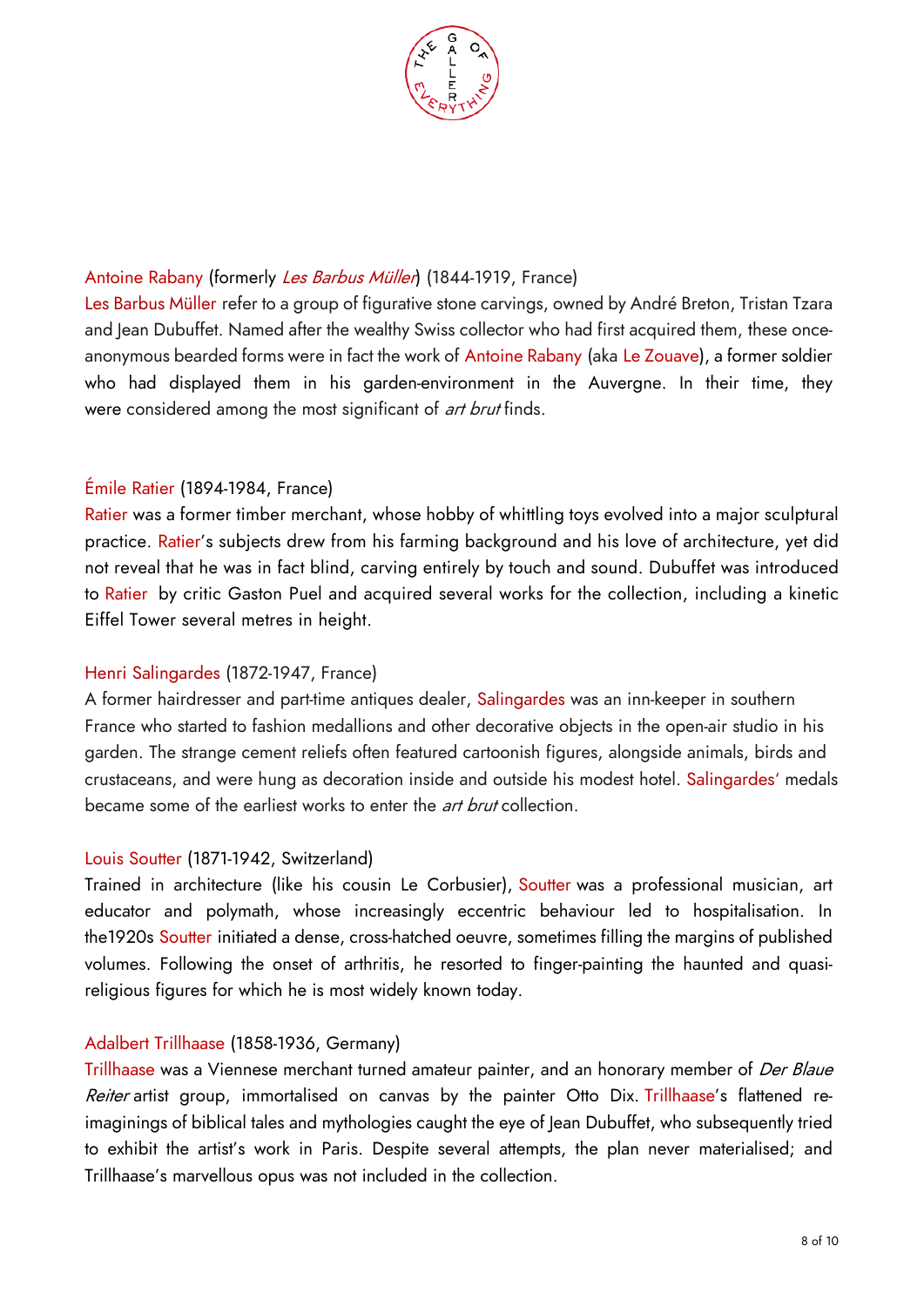### Antoine Rabany (formerly *Les Barbus Müller*) (1844-1919, France)

Les Barbus Müller refer to a group of figurative stone carvings, owned by André Breton, Tristan Tzara and Jean Dubuffet. Named after the wealthy Swiss collector who had first acquired them, these once-anonymous bearded forms were in fact the work of Antoine Rabany (aka Le Zouave), a former soldier who had displayed them in his garden-environment in the Auvergne. In their time, they were considered among the most significant of *art brut* finds.

### Émile Ratier (1894-1984, France)

Ratier was a former timber merchant, whose hobby of whittling toys evolved into a major sculptural practice. Ratier's subjects drew from his farming background and his love of architecture, yet did not reveal that he was in fact blind, carving entirely by touch and sound. Dubuffet was introduced to Ratier by critic Gaston Puel and acquired several works for the collection, including a kinetic Eiffel Tower several metres in height.

### Henri Salingardes (1872-1947, France)

A former hairdresser and part-time antiques dealer, Salingardes was an inn-keeper in southern France who started to fashion medallions and other decorative objects in the open-air studio in his garden. The strange cement reliefs often featured cartoonish figures, alongside animals, birds and crustaceans, and were hung as decoration inside and outside his modest hotel. Salingardes' medals became some of the earliest works to enter the *art brut* collection.

### Louis Soutter (1871-1942, Switzerland)

Trained in architecture (like his cousin Le Corbusier), Soutter was a professional musician, art educator and polymath, whose increasingly eccentric behaviour led to hospitalisation. In the1920s Soutter initiated a dense, cross-hatched oeuvre, sometimes filling the margins of published volumes. Following the onset of arthritis, he resorted to finger-painting the haunted and quasi-religious figures for which he is most widely known today.

### Adalbert Trillhaase (1858-1936, Germany)

Trillhaase was a Viennese merchant turned amateur painter, and an honorary member of *Der Blaue Reiter* artist group, immortalised on canvas by the painter Otto Dix. Trillhaase's flattened re-imaginings of biblical tales and mythologies caught the eye of Jean Dubuffet, who subsequently tried to exhibit the artist's work in Paris. Despite several attempts, the plan never materialised; and Trillhaase's marvellous opus was not included in the collection.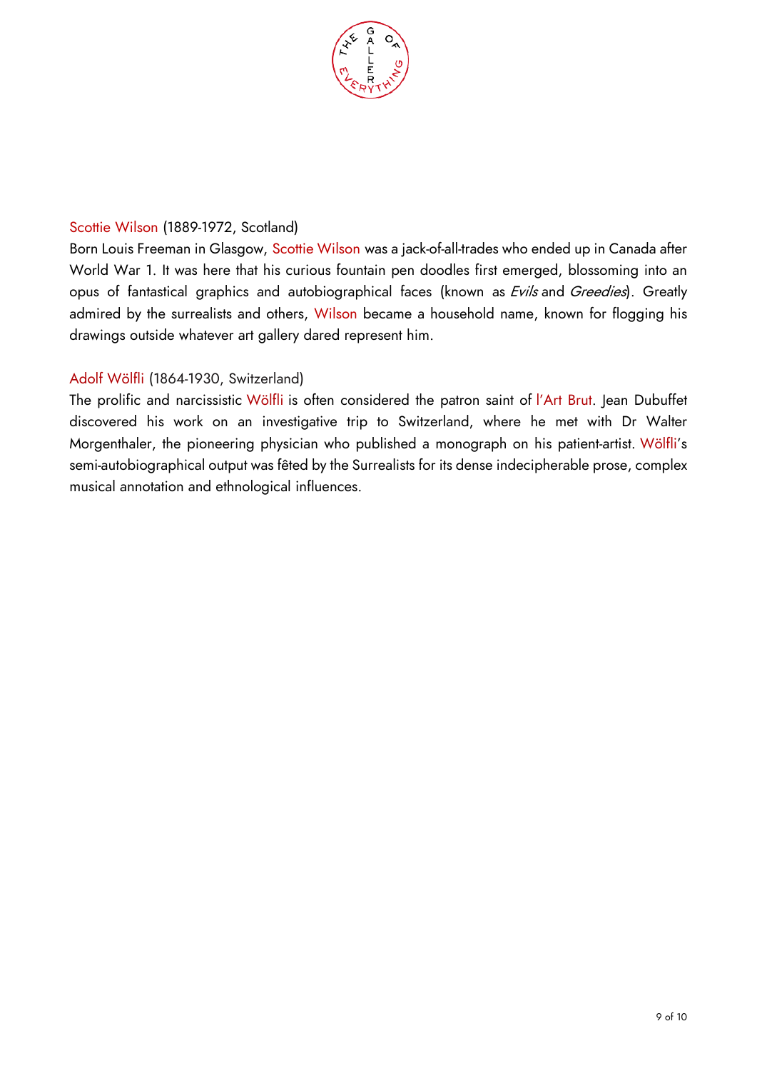Scottie Wilson (1889-1972, Scotland)

Born Louis Freeman in Glasgow, Scottie Wilson was a jack-of-all-trades who ended up in Canada after World War 1. It was here that his curious fountain pen doodles first emerged, blossoming into an opus of fantastical graphics and autobiographical faces (known as *Evils* and *Greedies*). Greatly admired by the surrealists and others, Wilson became a household name, known for flogging his drawings outside whatever art gallery dared represent him.

Adolf Wölfli (1864-1930, Switzerland)

The prolific and narcissistic Wölfli is often considered the patron saint of l'Art Brut. Jean Dubuffet discovered his work on an investigative trip to Switzerland, where he met with Dr Walter Morgenthaler, the pioneering physician who published a monograph on his patient-artist. Wölfli's semi-autobiographical output was fêted by the Surrealists for its dense indecipherable prose, complex musical annotation and ethnological influences.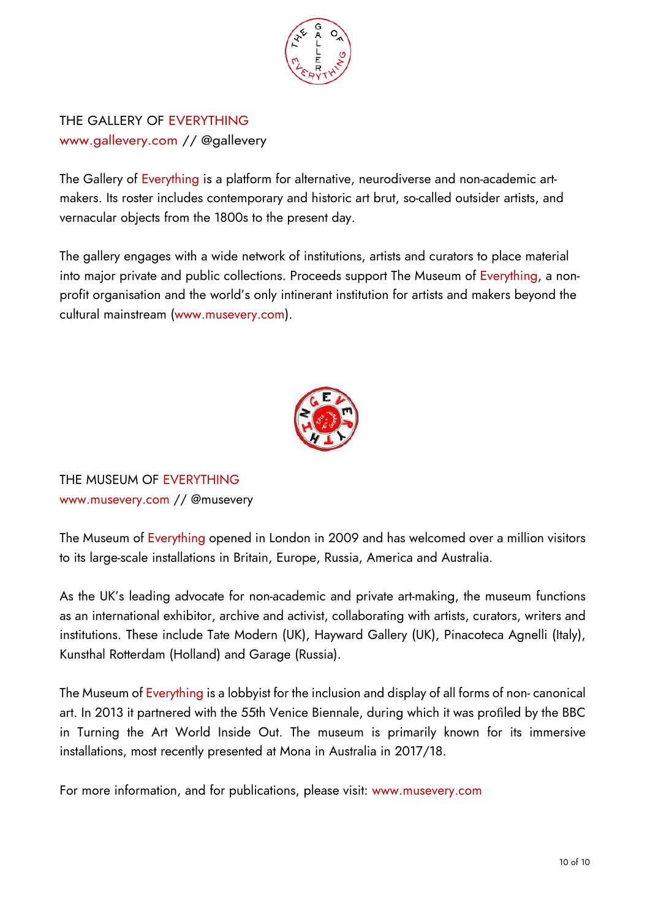## THE GALLERY OF EVERYTHING

www.gallevery.com // @gallevery

The Gallery of Everything is a platform for alternative, neurodiverse and non-academic art-makers. Its roster includes contemporary and historic art brut, so-called outsider artists, and vernacular objects from the 1800s to the present day.

The gallery engages with a wide network of institutions, artists and curators to place material into major private and public collections. Proceeds support The Museum of Everything, a non-profit organisation and the world's only intinerant institution for artists and makers beyond the cultural mainstream (www.musevery.com).

## THE MUSEUM OF EVERYTHING

www.musevery.com // @musevery

The Museum of Everything opened in London in 2009 and has welcomed over a million visitors to its large-scale installations in Britain, Europe, Russia, America and Australia.

As the UK's leading advocate for non-academic and private art-making, the museum functions as an international exhibitor, archive and activist, collaborating with artists, curators, writers and institutions. These include Tate Modern (UK), Hayward Gallery (UK), Pinacoteca Agnelli (Italy), Kunsthal Rotterdam (Holland) and Garage (Russia).

The Museum of Everything is a lobbyist for the inclusion and display of all forms of non- canonical art. In 2013 it partnered with the 55th Venice Biennale, during which it was profiled by the BBC in Turning the Art World Inside Out. The museum is primarily known for its immersive installations, most recently presented at Mona in Australia in 2017/18.

For more information, and for publications, please visit: www.musevery.com